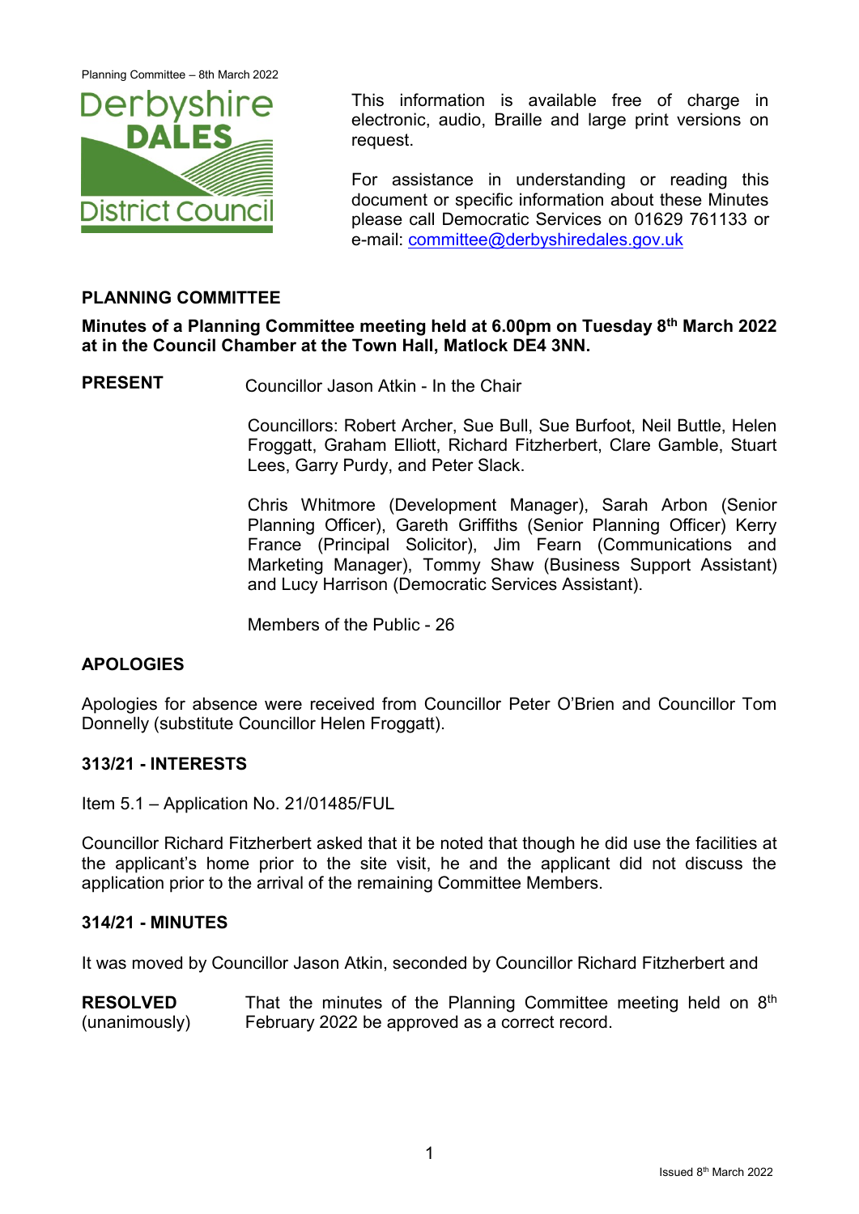This information is available free of charge in electronic, audio, Braille and large print versions on request.

For assistance in understanding or reading this document or specific information about these Minutes please call Democratic Services on 01629 761133 or e-mail: committee@derbyshiredales.gov.uk

## PLANNING COMMITTEE

**Minutes of a Planning Committee meeting held at 6.00pm on Tuesday 8th March 2022 at in the Council Chamber at the Town Hall, Matlock DE4 3NN.**

**PRESENT** Councillor Jason Atkin - In the Chair

Councillors: Robert Archer, Sue Bull, Sue Burfoot, Neil Buttle, Helen Froggatt, Graham Elliott, Richard Fitzherbert, Clare Gamble, Stuart Lees, Garry Purdy, and Peter Slack.

Chris Whitmore (Development Manager), Sarah Arbon (Senior Planning Officer), Gareth Griffiths (Senior Planning Officer) Kerry France (Principal Solicitor), Jim Fearn (Communications and Marketing Manager), Tommy Shaw (Business Support Assistant) and Lucy Harrison (Democratic Services Assistant).

Members of the Public - 26

### APOLOGIES

Apologies for absence were received from Councillor Peter O'Brien and Councillor Tom Donnelly (substitute Councillor Helen Froggatt).

### 313/21 - INTERESTS

Item 5.1 – Application No. 21/01485/FUL

Councillor Richard Fitzherbert asked that it be noted that though he did use the facilities at the applicant's home prior to the site visit, he and the applicant did not discuss the application prior to the arrival of the remaining Committee Members.

### 314/21 - MINUTES

It was moved by Councillor Jason Atkin, seconded by Councillor Richard Fitzherbert and

**RESOLVED** (unanimously) That the minutes of the Planning Committee meeting held on 8th February 2022 be approved as a correct record.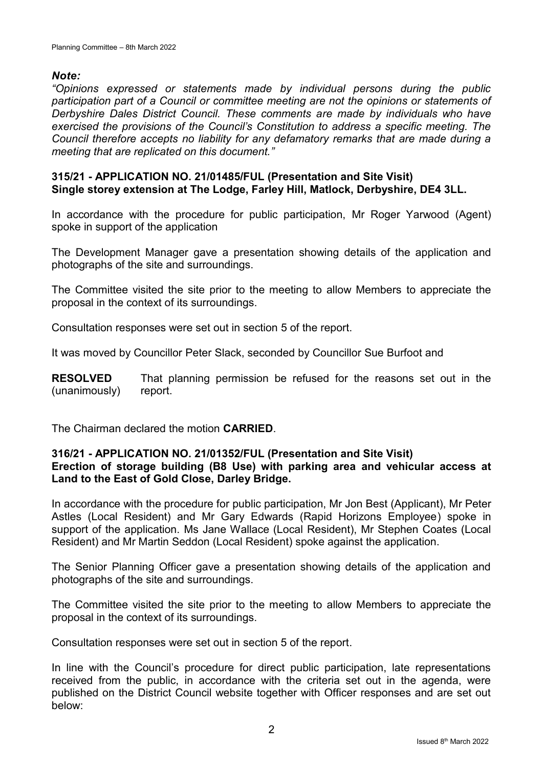***Note:***

*"Opinions expressed or statements made by individual persons during the public participation part of a Council or committee meeting are not the opinions or statements of Derbyshire Dales District Council. These comments are made by individuals who have exercised the provisions of the Council's Constitution to address a specific meeting. The Council therefore accepts no liability for any defamatory remarks that are made during a meeting that are replicated on this document."*

**315/21 - APPLICATION NO. 21/01485/FUL (Presentation and Site Visit) Single storey extension at The Lodge, Farley Hill, Matlock, Derbyshire, DE4 3LL.**

In accordance with the procedure for public participation, Mr Roger Yarwood (Agent) spoke in support of the application

The Development Manager gave a presentation showing details of the application and photographs of the site and surroundings.

The Committee visited the site prior to the meeting to allow Members to appreciate the proposal in the context of its surroundings.

Consultation responses were set out in section 5 of the report.

It was moved by Councillor Peter Slack, seconded by Councillor Sue Burfoot and

**RESOLVED** (unanimously) That planning permission be refused for the reasons set out in the report.

The Chairman declared the motion **CARRIED**.

**316/21 - APPLICATION NO. 21/01352/FUL (Presentation and Site Visit) Erection of storage building (B8 Use) with parking area and vehicular access at Land to the East of Gold Close, Darley Bridge.**

In accordance with the procedure for public participation, Mr Jon Best (Applicant), Mr Peter Astles (Local Resident) and Mr Gary Edwards (Rapid Horizons Employee) spoke in support of the application. Ms Jane Wallace (Local Resident), Mr Stephen Coates (Local Resident) and Mr Martin Seddon (Local Resident) spoke against the application.

The Senior Planning Officer gave a presentation showing details of the application and photographs of the site and surroundings.

The Committee visited the site prior to the meeting to allow Members to appreciate the proposal in the context of its surroundings.

Consultation responses were set out in section 5 of the report.

In line with the Council's procedure for direct public participation, late representations received from the public, in accordance with the criteria set out in the agenda, were published on the District Council website together with Officer responses and are set out below: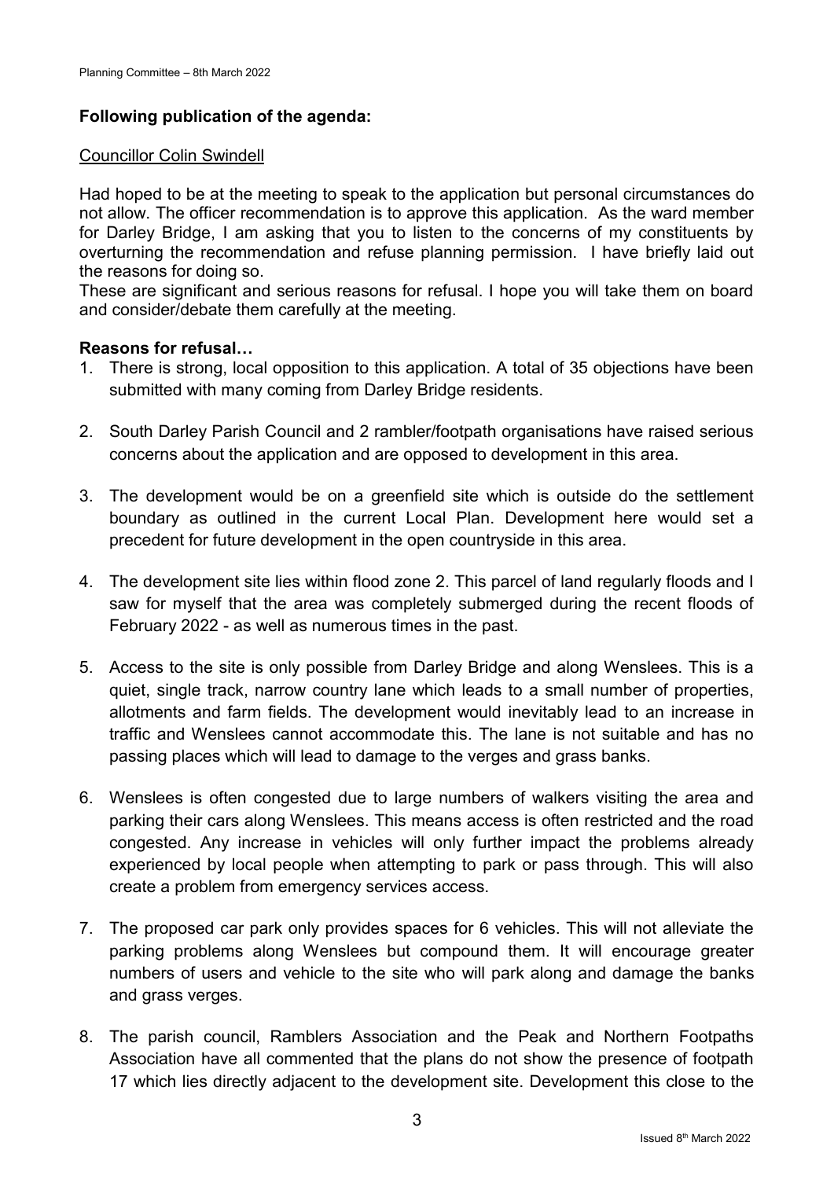**Following publication of the agenda:**

Councillor Colin Swindell

Had hoped to be at the meeting to speak to the application but personal circumstances do not allow. The officer recommendation is to approve this application. As the ward member for Darley Bridge, I am asking that you to listen to the concerns of my constituents by overturning the recommendation and refuse planning permission. I have briefly laid out the reasons for doing so.

These are significant and serious reasons for refusal. I hope you will take them on board and consider/debate them carefully at the meeting.

**Reasons for refusal…**

1. There is strong, local opposition to this application. A total of 35 objections have been submitted with many coming from Darley Bridge residents.

2. South Darley Parish Council and 2 rambler/footpath organisations have raised serious concerns about the application and are opposed to development in this area.

3. The development would be on a greenfield site which is outside do the settlement boundary as outlined in the current Local Plan. Development here would set a precedent for future development in the open countryside in this area.

4. The development site lies within flood zone 2. This parcel of land regularly floods and I saw for myself that the area was completely submerged during the recent floods of February 2022 - as well as numerous times in the past.

5. Access to the site is only possible from Darley Bridge and along Wenslees. This is a quiet, single track, narrow country lane which leads to a small number of properties, allotments and farm fields. The development would inevitably lead to an increase in traffic and Wenslees cannot accommodate this. The lane is not suitable and has no passing places which will lead to damage to the verges and grass banks.

6. Wenslees is often congested due to large numbers of walkers visiting the area and parking their cars along Wenslees. This means access is often restricted and the road congested. Any increase in vehicles will only further impact the problems already experienced by local people when attempting to park or pass through. This will also create a problem from emergency services access.

7. The proposed car park only provides spaces for 6 vehicles. This will not alleviate the parking problems along Wenslees but compound them. It will encourage greater numbers of users and vehicle to the site who will park along and damage the banks and grass verges.

8. The parish council, Ramblers Association and the Peak and Northern Footpaths Association have all commented that the plans do not show the presence of footpath 17 which lies directly adjacent to the development site. Development this close to the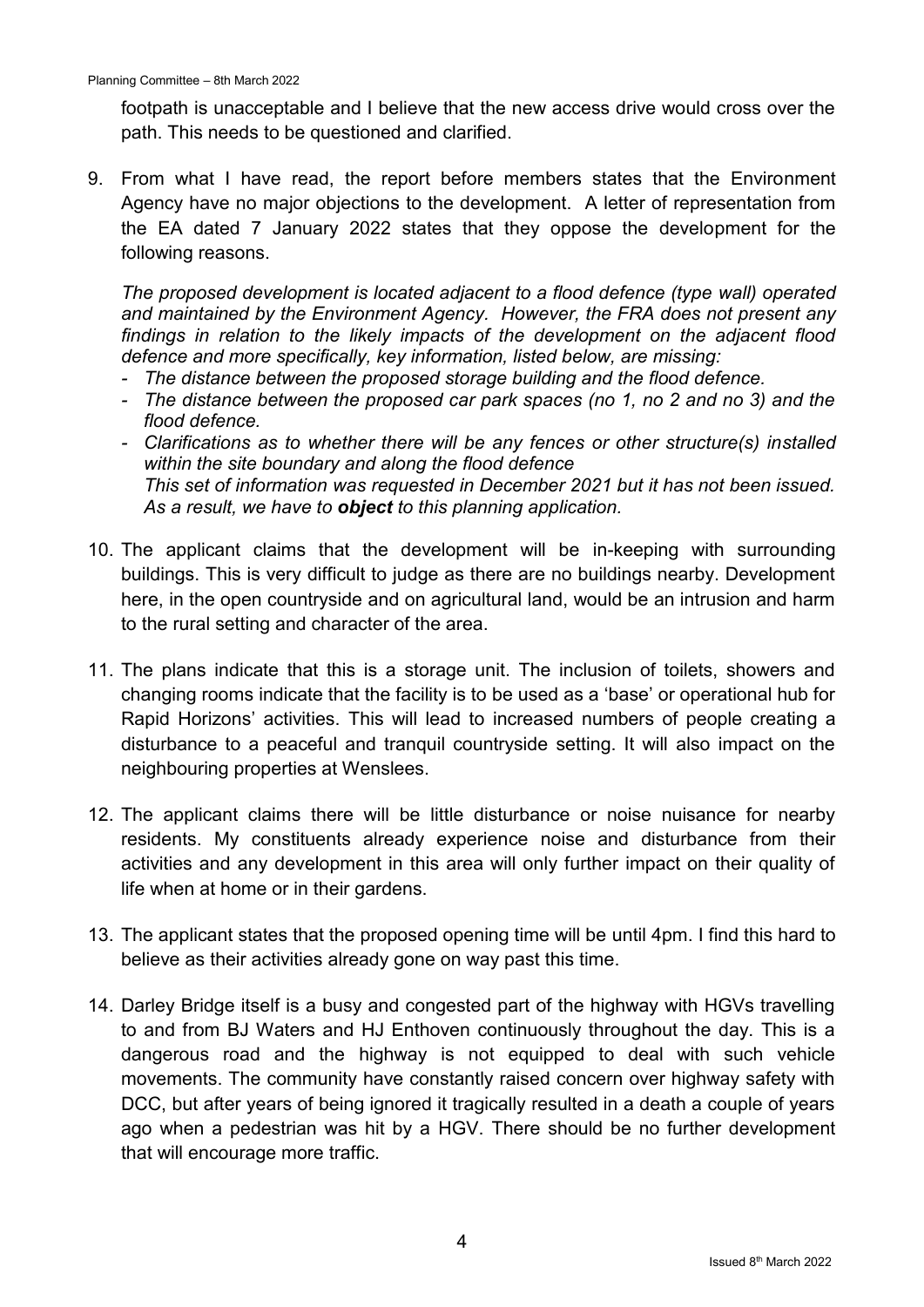footpath is unacceptable and I believe that the new access drive would cross over the path. This needs to be questioned and clarified.

9. From what I have read, the report before members states that the Environment Agency have no major objections to the development. A letter of representation from the EA dated 7 January 2022 states that they oppose the development for the following reasons.

   *The proposed development is located adjacent to a flood defence (type wall) operated and maintained by the Environment Agency. However, the FRA does not present any findings in relation to the likely impacts of the development on the adjacent flood defence and more specifically, key information, listed below, are missing:*

   - *The distance between the proposed storage building and the flood defence.*
   - *The distance between the proposed car park spaces (no 1, no 2 and no 3) and the flood defence.*
   - *Clarifications as to whether there will be any fences or other structure(s) installed within the site boundary and along the flood defence*
     *This set of information was requested in December 2021 but it has not been issued. As a result, we have to* ***object*** *to this planning application.*

10. The applicant claims that the development will be in-keeping with surrounding buildings. This is very difficult to judge as there are no buildings nearby. Development here, in the open countryside and on agricultural land, would be an intrusion and harm to the rural setting and character of the area.

11. The plans indicate that this is a storage unit. The inclusion of toilets, showers and changing rooms indicate that the facility is to be used as a 'base' or operational hub for Rapid Horizons' activities. This will lead to increased numbers of people creating a disturbance to a peaceful and tranquil countryside setting. It will also impact on the neighbouring properties at Wenslees.

12. The applicant claims there will be little disturbance or noise nuisance for nearby residents. My constituents already experience noise and disturbance from their activities and any development in this area will only further impact on their quality of life when at home or in their gardens.

13. The applicant states that the proposed opening time will be until 4pm. I find this hard to believe as their activities already gone on way past this time.

14. Darley Bridge itself is a busy and congested part of the highway with HGVs travelling to and from BJ Waters and HJ Enthoven continuously throughout the day. This is a dangerous road and the highway is not equipped to deal with such vehicle movements. The community have constantly raised concern over highway safety with DCC, but after years of being ignored it tragically resulted in a death a couple of years ago when a pedestrian was hit by a HGV. There should be no further development that will encourage more traffic.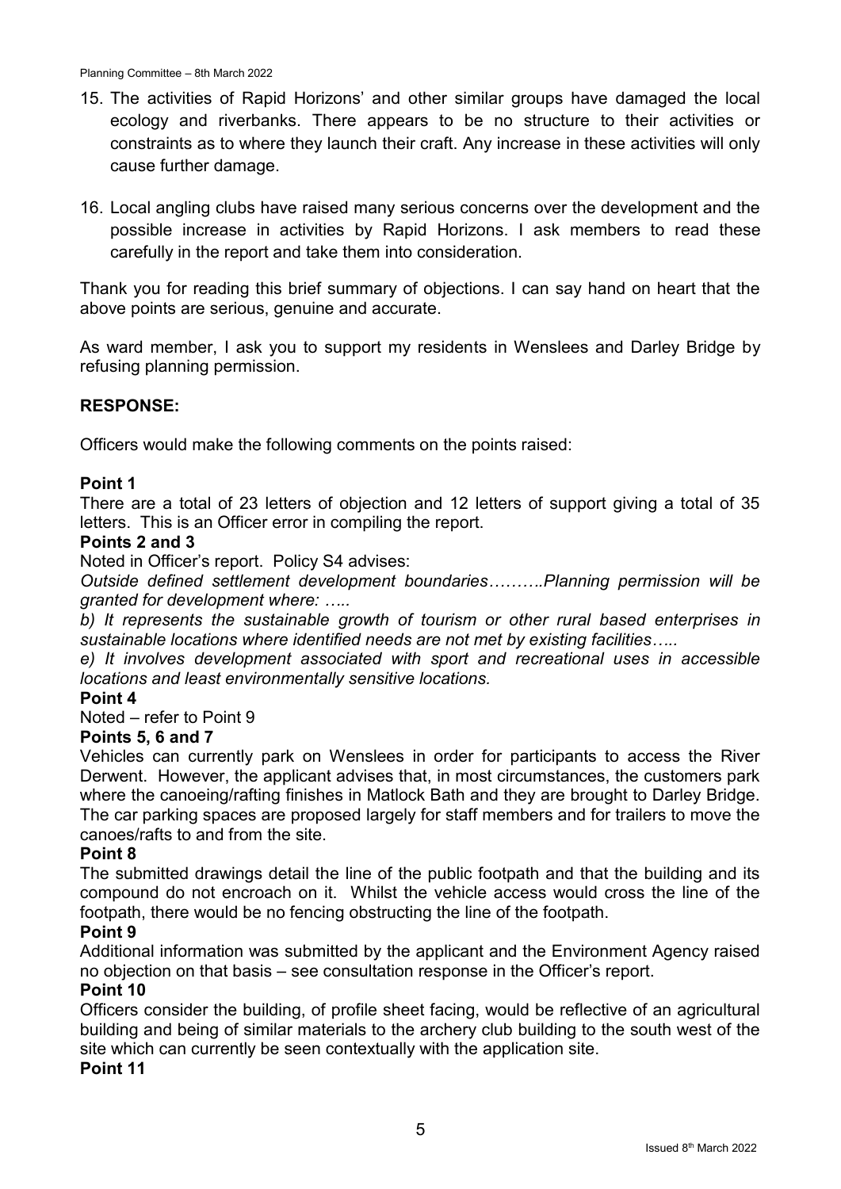15. The activities of Rapid Horizons' and other similar groups have damaged the local ecology and riverbanks. There appears to be no structure to their activities or constraints as to where they launch their craft. Any increase in these activities will only cause further damage.

16. Local angling clubs have raised many serious concerns over the development and the possible increase in activities by Rapid Horizons. I ask members to read these carefully in the report and take them into consideration.

Thank you for reading this brief summary of objections. I can say hand on heart that the above points are serious, genuine and accurate.

As ward member, I ask you to support my residents in Wenslees and Darley Bridge by refusing planning permission.

**RESPONSE:**

Officers would make the following comments on the points raised:

**Point 1**

There are a total of 23 letters of objection and 12 letters of support giving a total of 35 letters. This is an Officer error in compiling the report.

**Points 2 and 3**

Noted in Officer's report. Policy S4 advises:

*Outside defined settlement development boundaries……….Planning permission will be granted for development where: …..*

*b) It represents the sustainable growth of tourism or other rural based enterprises in sustainable locations where identified needs are not met by existing facilities…..*

*e) It involves development associated with sport and recreational uses in accessible locations and least environmentally sensitive locations.*

**Point 4**

Noted – refer to Point 9

**Points 5, 6 and 7**

Vehicles can currently park on Wenslees in order for participants to access the River Derwent. However, the applicant advises that, in most circumstances, the customers park where the canoeing/rafting finishes in Matlock Bath and they are brought to Darley Bridge. The car parking spaces are proposed largely for staff members and for trailers to move the canoes/rafts to and from the site.

**Point 8**

The submitted drawings detail the line of the public footpath and that the building and its compound do not encroach on it. Whilst the vehicle access would cross the line of the footpath, there would be no fencing obstructing the line of the footpath.

**Point 9**

Additional information was submitted by the applicant and the Environment Agency raised no objection on that basis – see consultation response in the Officer's report.

**Point 10**

Officers consider the building, of profile sheet facing, would be reflective of an agricultural building and being of similar materials to the archery club building to the south west of the site which can currently be seen contextually with the application site.

**Point 11**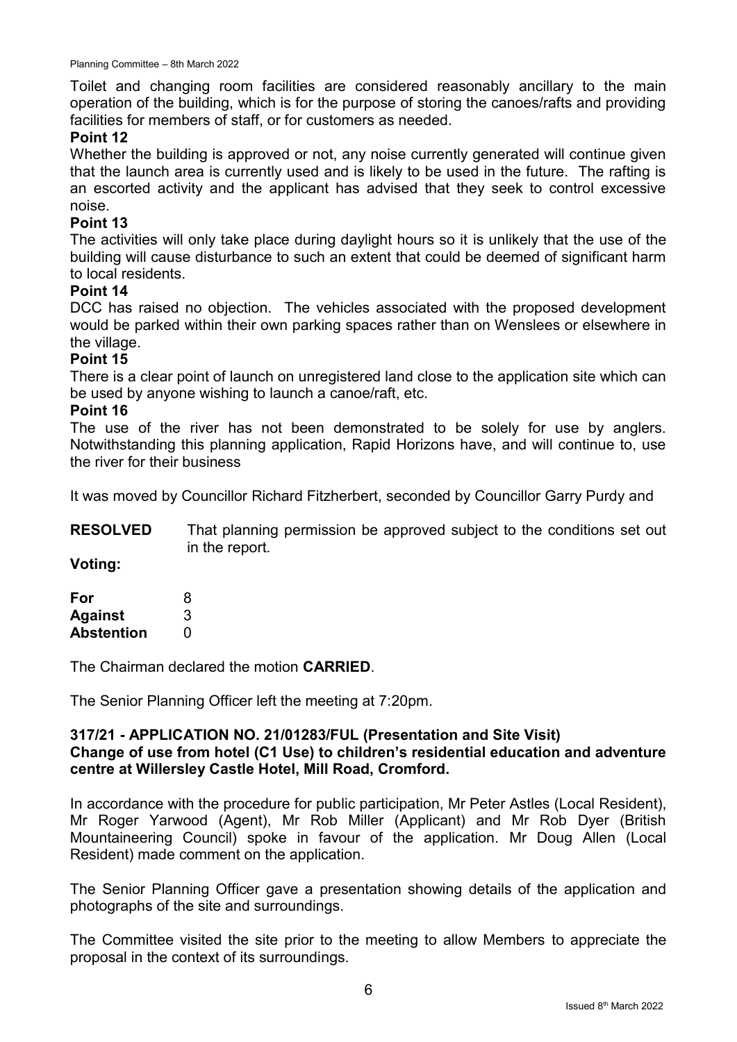Toilet and changing room facilities are considered reasonably ancillary to the main operation of the building, which is for the purpose of storing the canoes/rafts and providing facilities for members of staff, or for customers as needed.

**Point 12**

Whether the building is approved or not, any noise currently generated will continue given that the launch area is currently used and is likely to be used in the future. The rafting is an escorted activity and the applicant has advised that they seek to control excessive noise.

**Point 13**

The activities will only take place during daylight hours so it is unlikely that the use of the building will cause disturbance to such an extent that could be deemed of significant harm to local residents.

**Point 14**

DCC has raised no objection. The vehicles associated with the proposed development would be parked within their own parking spaces rather than on Wenslees or elsewhere in the village.

**Point 15**

There is a clear point of launch on unregistered land close to the application site which can be used by anyone wishing to launch a canoe/raft, etc.

**Point 16**

The use of the river has not been demonstrated to be solely for use by anglers. Notwithstanding this planning application, Rapid Horizons have, and will continue to, use the river for their business

It was moved by Councillor Richard Fitzherbert, seconded by Councillor Garry Purdy and

**RESOLVED** That planning permission be approved subject to the conditions set out in the report.

**Voting:**

| | |
|---|---|
| **For** | 8 |
| **Against** | 3 |
| **Abstention** | 0 |

The Chairman declared the motion **CARRIED**.

The Senior Planning Officer left the meeting at 7:20pm.

**317/21 - APPLICATION NO. 21/01283/FUL (Presentation and Site Visit)**
**Change of use from hotel (C1 Use) to children's residential education and adventure centre at Willersley Castle Hotel, Mill Road, Cromford.**

In accordance with the procedure for public participation, Mr Peter Astles (Local Resident), Mr Roger Yarwood (Agent), Mr Rob Miller (Applicant) and Mr Rob Dyer (British Mountaineering Council) spoke in favour of the application. Mr Doug Allen (Local Resident) made comment on the application.

The Senior Planning Officer gave a presentation showing details of the application and photographs of the site and surroundings.

The Committee visited the site prior to the meeting to allow Members to appreciate the proposal in the context of its surroundings.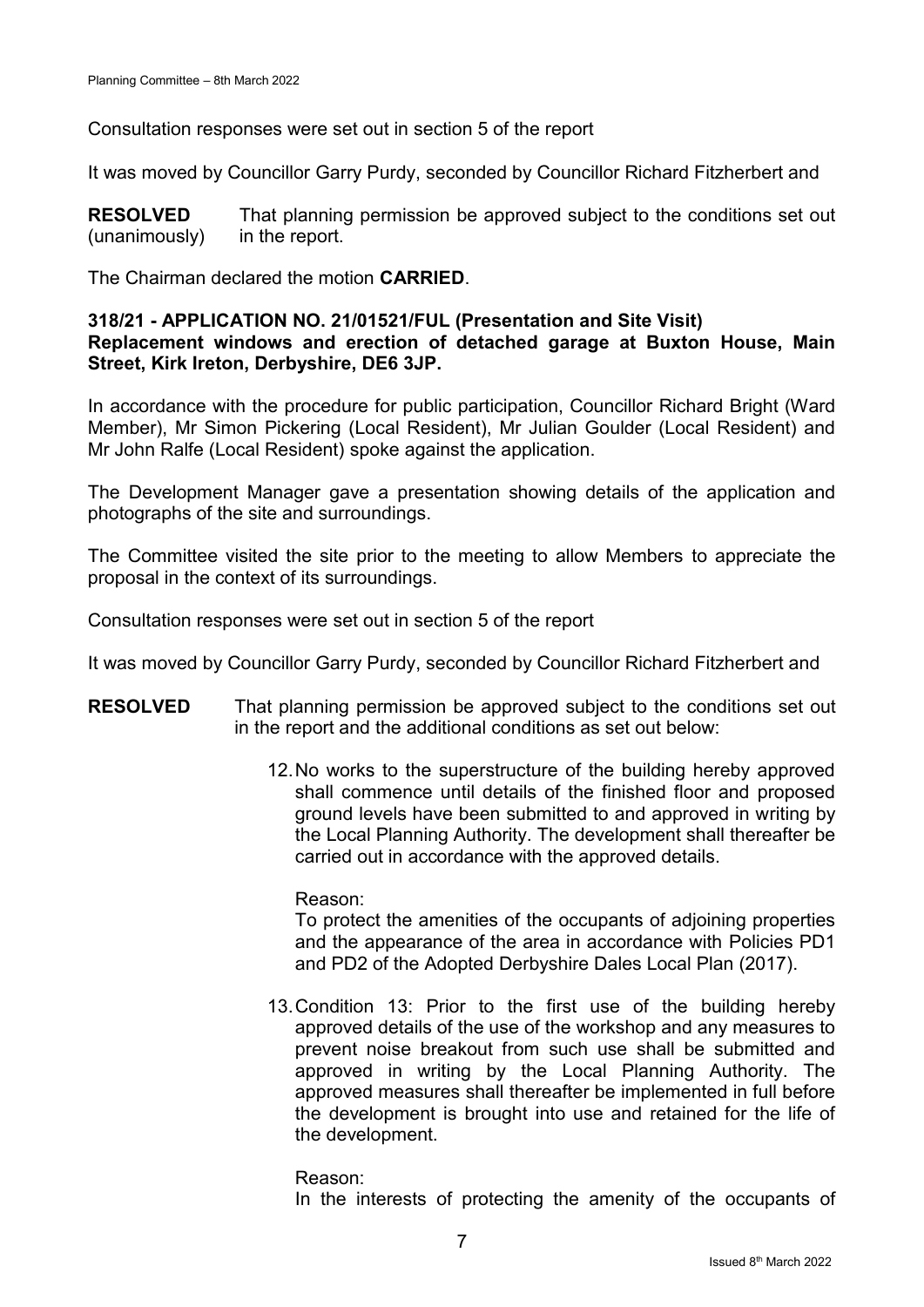Consultation responses were set out in section 5 of the report

It was moved by Councillor Garry Purdy, seconded by Councillor Richard Fitzherbert and

**RESOLVED** (unanimously) That planning permission be approved subject to the conditions set out in the report.

The Chairman declared the motion **CARRIED**.

**318/21 - APPLICATION NO. 21/01521/FUL (Presentation and Site Visit)**
**Replacement windows and erection of detached garage at Buxton House, Main Street, Kirk Ireton, Derbyshire, DE6 3JP.**

In accordance with the procedure for public participation, Councillor Richard Bright (Ward Member), Mr Simon Pickering (Local Resident), Mr Julian Goulder (Local Resident) and Mr John Ralfe (Local Resident) spoke against the application.

The Development Manager gave a presentation showing details of the application and photographs of the site and surroundings.

The Committee visited the site prior to the meeting to allow Members to appreciate the proposal in the context of its surroundings.

Consultation responses were set out in section 5 of the report

It was moved by Councillor Garry Purdy, seconded by Councillor Richard Fitzherbert and

**RESOLVED** That planning permission be approved subject to the conditions set out in the report and the additional conditions as set out below:

12. No works to the superstructure of the building hereby approved shall commence until details of the finished floor and proposed ground levels have been submitted to and approved in writing by the Local Planning Authority. The development shall thereafter be carried out in accordance with the approved details.

    Reason:
    To protect the amenities of the occupants of adjoining properties and the appearance of the area in accordance with Policies PD1 and PD2 of the Adopted Derbyshire Dales Local Plan (2017).

13. Condition 13: Prior to the first use of the building hereby approved details of the use of the workshop and any measures to prevent noise breakout from such use shall be submitted and approved in writing by the Local Planning Authority. The approved measures shall thereafter be implemented in full before the development is brought into use and retained for the life of the development.

    Reason:
    In the interests of protecting the amenity of the occupants of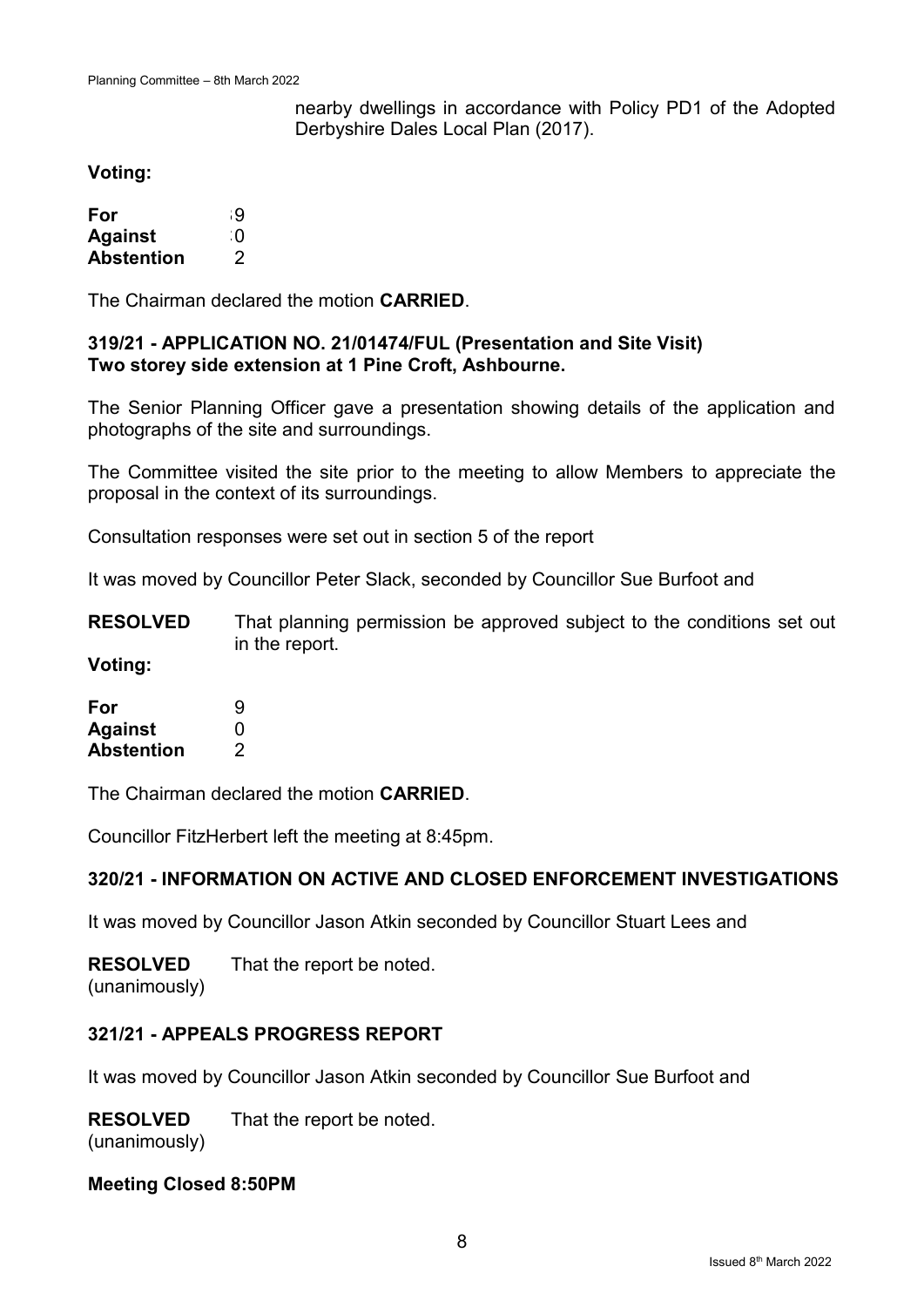nearby dwellings in accordance with Policy PD1 of the Adopted Derbyshire Dales Local Plan (2017).

**Voting:**

| | |
|---|---|
| **For** | 9 |
| **Against** | 0 |
| **Abstention** | 2 |

The Chairman declared the motion **CARRIED**.

**319/21 - APPLICATION NO. 21/01474/FUL (Presentation and Site Visit)**
**Two storey side extension at 1 Pine Croft, Ashbourne.**

The Senior Planning Officer gave a presentation showing details of the application and photographs of the site and surroundings.

The Committee visited the site prior to the meeting to allow Members to appreciate the proposal in the context of its surroundings.

Consultation responses were set out in section 5 of the report

It was moved by Councillor Peter Slack, seconded by Councillor Sue Burfoot and

**RESOLVED** That planning permission be approved subject to the conditions set out in the report.

**Voting:**

| | |
|---|---|
| **For** | 9 |
| **Against** | 0 |
| **Abstention** | 2 |

The Chairman declared the motion **CARRIED**.

Councillor FitzHerbert left the meeting at 8:45pm.

**320/21 - INFORMATION ON ACTIVE AND CLOSED ENFORCEMENT INVESTIGATIONS**

It was moved by Councillor Jason Atkin seconded by Councillor Stuart Lees and

**RESOLVED** That the report be noted.
(unanimously)

**321/21 - APPEALS PROGRESS REPORT**

It was moved by Councillor Jason Atkin seconded by Councillor Sue Burfoot and

**RESOLVED** That the report be noted.
(unanimously)

**Meeting Closed 8:50PM**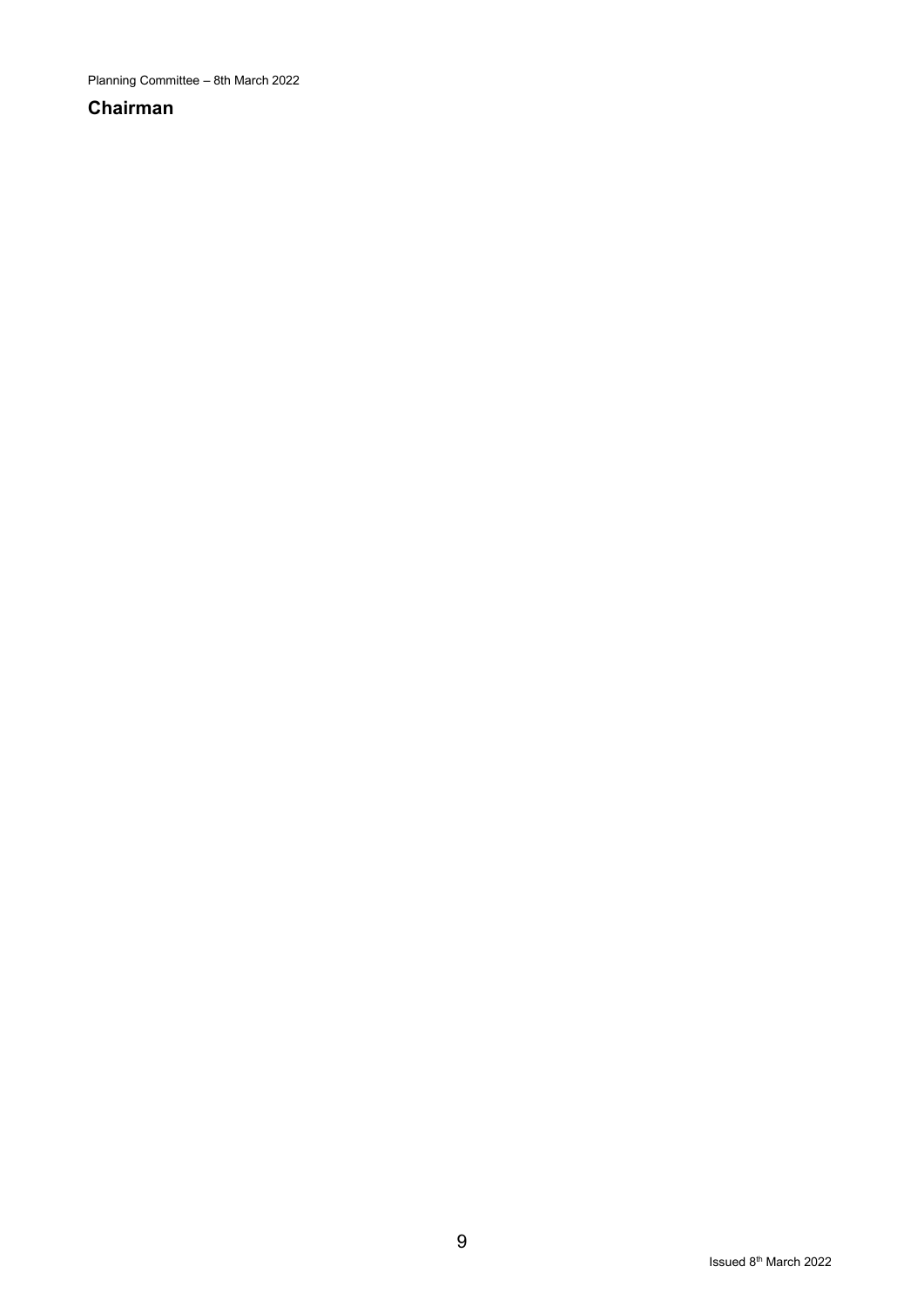**Chairman**